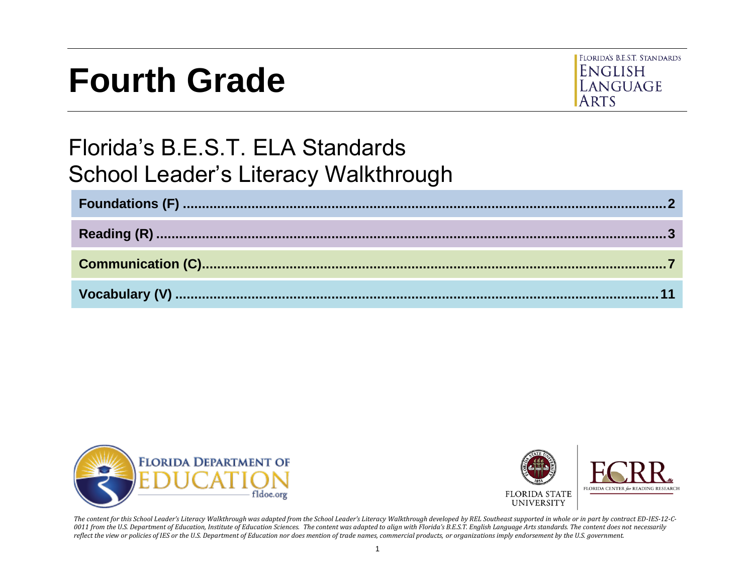# Fourth Grade

FLORIDA'S B.E.S.T. STANDARDS
ENGLISH LANGUAGE ARTS

## Florida's B.E.S.T. ELA Standards
## School Leader's Literacy Walkthrough

| | |
|---|---|
| **Foundations (F)** | **2** |
| **Reading (R)** | **3** |
| **Communication (C)** | **7** |
| **Vocabulary (V)** | **11** |

FLORIDA DEPARTMENT OF EDUCATION fldoe.org

FLORIDA STATE UNIVERSITY

FCRR FLORIDA CENTER *for* READING RESEARCH

*The content for this School Leader's Literacy Walkthrough was adapted from the School Leader's Literacy Walkthrough developed by REL Southeast supported in whole or in part by contract ED-IES-12-C-0011 from the U.S. Department of Education, Institute of Education Sciences. The content was adapted to align with Florida's B.E.S.T. English Language Arts standards. The content does not necessarily reflect the view or policies of IES or the U.S. Department of Education nor does mention of trade names, commercial products, or organizations imply endorsement by the U.S. government.*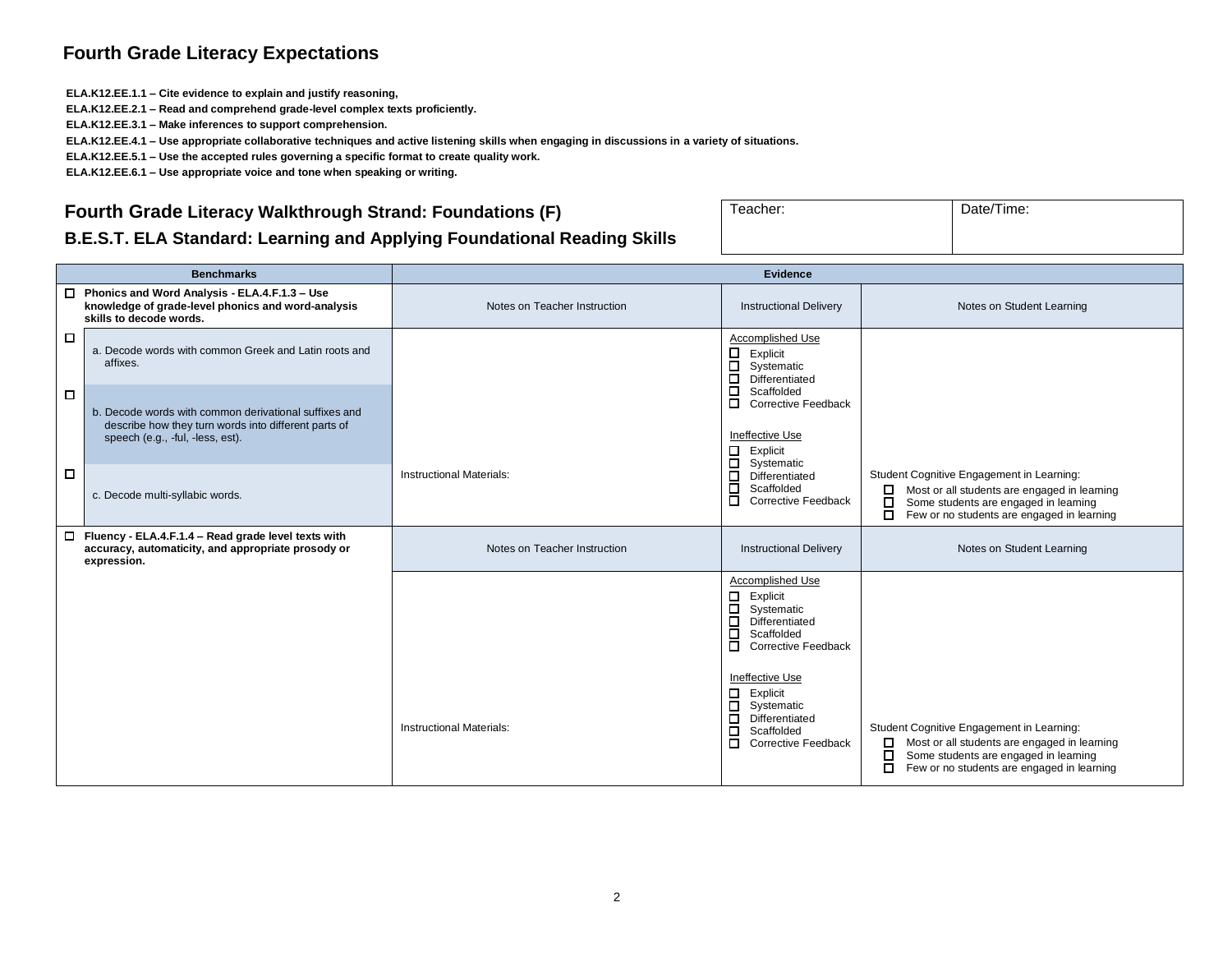## Fourth Grade Literacy Expectations

**ELA.K12.EE.1.1 – Cite evidence to explain and justify reasoning,**
**ELA.K12.EE.2.1 – Read and comprehend grade-level complex texts proficiently.**
**ELA.K12.EE.3.1 – Make inferences to support comprehension.**
**ELA.K12.EE.4.1 – Use appropriate collaborative techniques and active listening skills when engaging in discussions in a variety of situations.**
**ELA.K12.EE.5.1 – Use the accepted rules governing a specific format to create quality work.**
**ELA.K12.EE.6.1 – Use appropriate voice and tone when speaking or writing.**

### Fourth Grade Literacy Walkthrough Strand: Foundations (F)

### B.E.S.T. ELA Standard: Learning and Applying Foundational Reading Skills

| Teacher: | Date/Time: |
|---|---|
| | |

| Benchmarks | Evidence | | |
|---|---|---|---|
| ☐ **Phonics and Word Analysis - ELA.4.F.1.3 – Use knowledge of grade-level phonics and word-analysis skills to decode words.** | Notes on Teacher Instruction | Instructional Delivery | Notes on Student Learning |
| ☐ a. Decode words with common Greek and Latin roots and affixes.<br>☐ b. Decode words with common derivational suffixes and describe how they turn words into different parts of speech (e.g., -ful, -less, est).<br>☐ c. Decode multi-syllabic words. | Instructional Materials: | Accomplished Use<br>☐ Explicit<br>☐ Systematic<br>☐ Differentiated<br>☐ Scaffolded<br>☐ Corrective Feedback<br><br>Ineffective Use<br>☐ Explicit<br>☐ Systematic<br>☐ Differentiated<br>☐ Scaffolded<br>☐ Corrective Feedback | Student Cognitive Engagement in Learning:<br>☐ Most or all students are engaged in learning<br>☐ Some students are engaged in learning<br>☐ Few or no students are engaged in learning |
| ☐ **Fluency - ELA.4.F.1.4 – Read grade level texts with accuracy, automaticity, and appropriate prosody or expression.** | Notes on Teacher Instruction | Instructional Delivery | Notes on Student Learning |
| | Instructional Materials: | Accomplished Use<br>☐ Explicit<br>☐ Systematic<br>☐ Differentiated<br>☐ Scaffolded<br>☐ Corrective Feedback<br><br>Ineffective Use<br>☐ Explicit<br>☐ Systematic<br>☐ Differentiated<br>☐ Scaffolded<br>☐ Corrective Feedback | Student Cognitive Engagement in Learning:<br>☐ Most or all students are engaged in learning<br>☐ Some students are engaged in learning<br>☐ Few or no students are engaged in learning |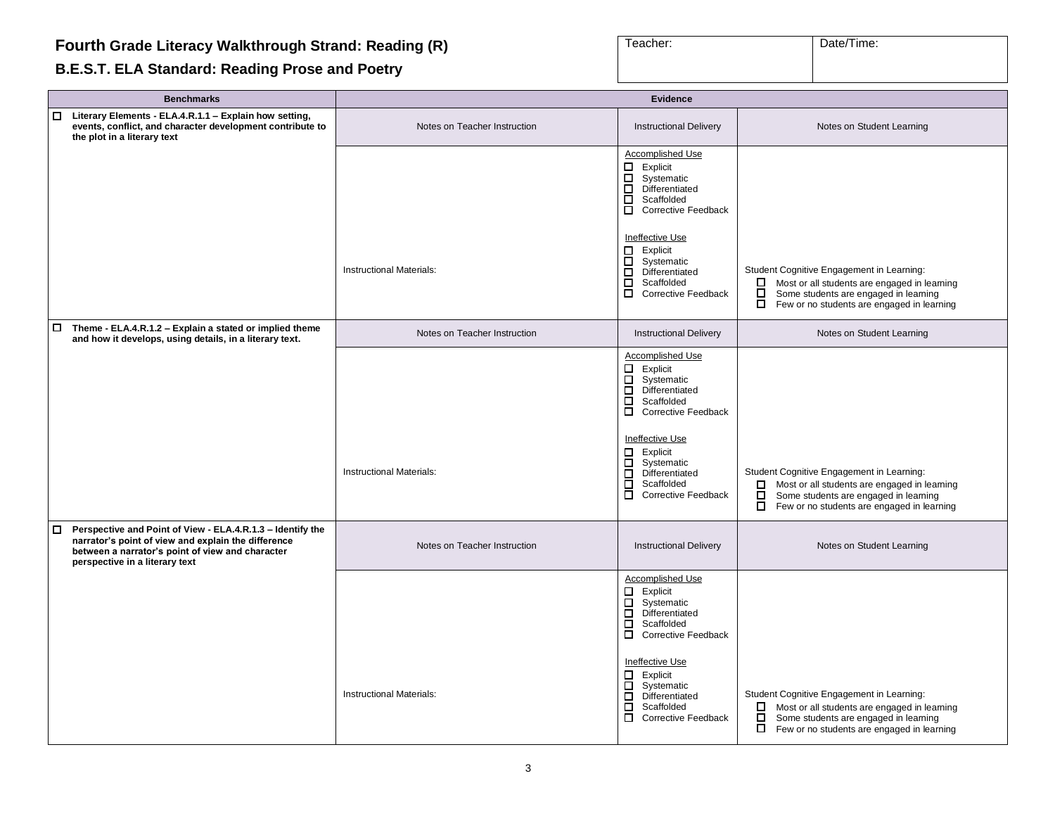# Fourth Grade Literacy Walkthrough Strand: Reading (R)

## B.E.S.T. ELA Standard: Reading Prose and Poetry

| Teacher: | Date/Time: |
|---|---|
| | |

| Benchmarks | Evidence | | |
|---|---|---|---|
| ☐ **Literary Elements - ELA.4.R.1.1 – Explain how setting, events, conflict, and character development contribute to the plot in a literary text** | Notes on Teacher Instruction | Instructional Delivery | Notes on Student Learning |
| | Instructional Materials: | Accomplished Use<br>☐ Explicit<br>☐ Systematic<br>☐ Differentiated<br>☐ Scaffolded<br>☐ Corrective Feedback<br><br>Ineffective Use<br>☐ Explicit<br>☐ Systematic<br>☐ Differentiated<br>☐ Scaffolded<br>☐ Corrective Feedback | Student Cognitive Engagement in Learning:<br>☐ Most or all students are engaged in learning<br>☐ Some students are engaged in learning<br>☐ Few or no students are engaged in learning |
| ☐ **Theme - ELA.4.R.1.2 – Explain a stated or implied theme and how it develops, using details, in a literary text.** | Notes on Teacher Instruction | Instructional Delivery | Notes on Student Learning |
| | Instructional Materials: | Accomplished Use<br>☐ Explicit<br>☐ Systematic<br>☐ Differentiated<br>☐ Scaffolded<br>☐ Corrective Feedback<br><br>Ineffective Use<br>☐ Explicit<br>☐ Systematic<br>☐ Differentiated<br>☐ Scaffolded<br>☐ Corrective Feedback | Student Cognitive Engagement in Learning:<br>☐ Most or all students are engaged in learning<br>☐ Some students are engaged in learning<br>☐ Few or no students are engaged in learning |
| ☐ **Perspective and Point of View - ELA.4.R.1.3 – Identify the narrator's point of view and explain the difference between a narrator's point of view and character perspective in a literary text** | Notes on Teacher Instruction | Instructional Delivery | Notes on Student Learning |
| | Instructional Materials: | Accomplished Use<br>☐ Explicit<br>☐ Systematic<br>☐ Differentiated<br>☐ Scaffolded<br>☐ Corrective Feedback<br><br>Ineffective Use<br>☐ Explicit<br>☐ Systematic<br>☐ Differentiated<br>☐ Scaffolded<br>☐ Corrective Feedback | Student Cognitive Engagement in Learning:<br>☐ Most or all students are engaged in learning<br>☐ Some students are engaged in learning<br>☐ Few or no students are engaged in learning |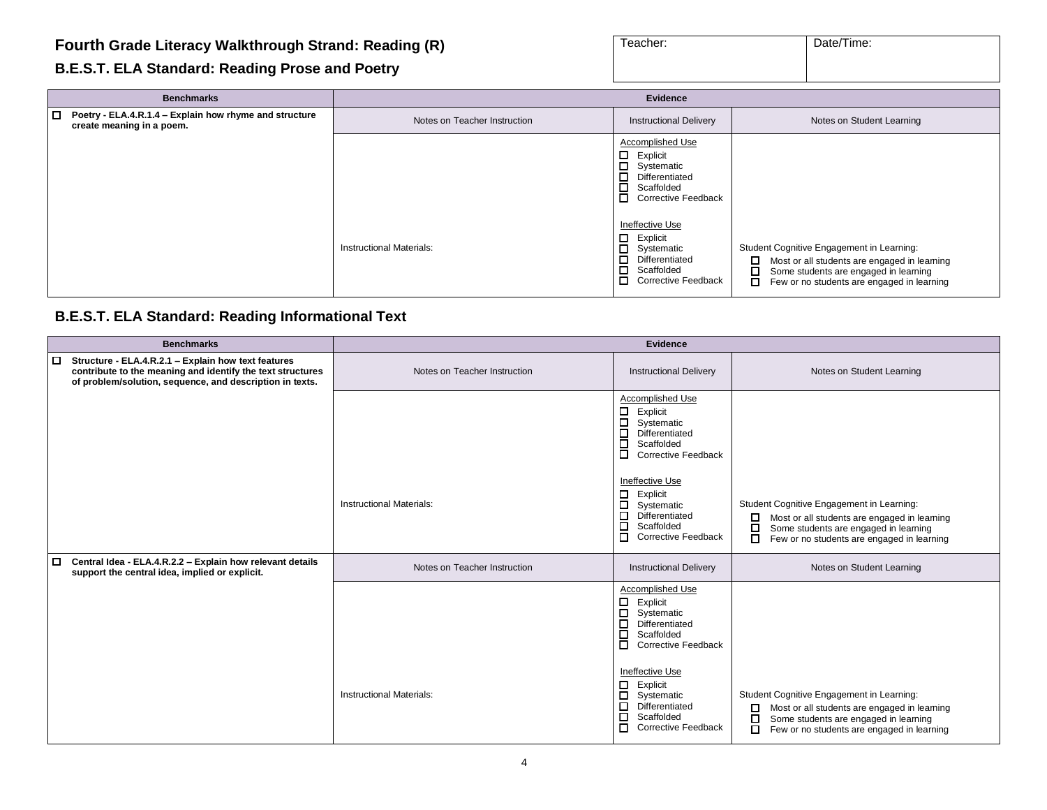## Fourth Grade Literacy Walkthrough Strand: Reading (R)

| Teacher: | Date/Time: |
|---|---|
| | |

### B.E.S.T. ELA Standard: Reading Prose and Poetry

| Benchmarks | Evidence | | |
|---|---|---|---|
| ☐ Poetry - ELA.4.R.1.4 – Explain how rhyme and structure create meaning in a poem. | Notes on Teacher Instruction | Instructional Delivery | Notes on Student Learning |
| | Instructional Materials: | Accomplished Use<br>☐ Explicit<br>☐ Systematic<br>☐ Differentiated<br>☐ Scaffolded<br>☐ Corrective Feedback<br><br>Ineffective Use<br>☐ Explicit<br>☐ Systematic<br>☐ Differentiated<br>☐ Scaffolded<br>☐ Corrective Feedback | Student Cognitive Engagement in Learning:<br>☐ Most or all students are engaged in learning<br>☐ Some students are engaged in learning<br>☐ Few or no students are engaged in learning |

### B.E.S.T. ELA Standard: Reading Informational Text

| Benchmarks | Evidence | | |
|---|---|---|---|
| ☐ Structure - ELA.4.R.2.1 – Explain how text features contribute to the meaning and identify the text structures of problem/solution, sequence, and description in texts. | Notes on Teacher Instruction | Instructional Delivery | Notes on Student Learning |
| | Instructional Materials: | Accomplished Use<br>☐ Explicit<br>☐ Systematic<br>☐ Differentiated<br>☐ Scaffolded<br>☐ Corrective Feedback<br><br>Ineffective Use<br>☐ Explicit<br>☐ Systematic<br>☐ Differentiated<br>☐ Scaffolded<br>☐ Corrective Feedback | Student Cognitive Engagement in Learning:<br>☐ Most or all students are engaged in learning<br>☐ Some students are engaged in learning<br>☐ Few or no students are engaged in learning |
| ☐ Central Idea - ELA.4.R.2.2 – Explain how relevant details support the central idea, implied or explicit. | Notes on Teacher Instruction | Instructional Delivery | Notes on Student Learning |
| | Instructional Materials: | Accomplished Use<br>☐ Explicit<br>☐ Systematic<br>☐ Differentiated<br>☐ Scaffolded<br>☐ Corrective Feedback<br><br>Ineffective Use<br>☐ Explicit<br>☐ Systematic<br>☐ Differentiated<br>☐ Scaffolded<br>☐ Corrective Feedback | Student Cognitive Engagement in Learning:<br>☐ Most or all students are engaged in learning<br>☐ Some students are engaged in learning<br>☐ Few or no students are engaged in learning |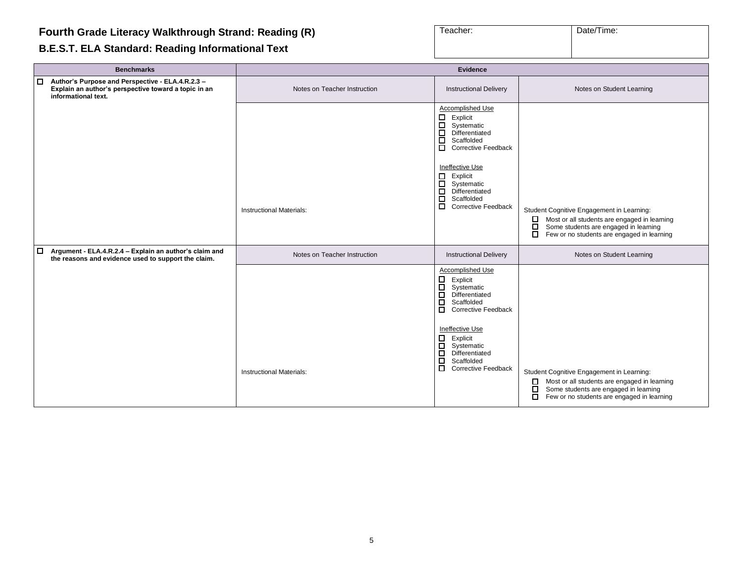# Fourth Grade Literacy Walkthrough Strand: Reading (R)

## B.E.S.T. ELA Standard: Reading Informational Text

| Teacher: | Date/Time: |
|---|---|
| | |

| Benchmarks | Evidence | | |
|---|---|---|---|
| ☐ **Author's Purpose and Perspective - ELA.4.R.2.3 – Explain an author's perspective toward a topic in an informational text.** | Notes on Teacher Instruction | Instructional Delivery | Notes on Student Learning |
| | Instructional Materials: | Accomplished Use<br>☐ Explicit<br>☐ Systematic<br>☐ Differentiated<br>☐ Scaffolded<br>☐ Corrective Feedback<br><br>Ineffective Use<br>☐ Explicit<br>☐ Systematic<br>☐ Differentiated<br>☐ Scaffolded<br>☐ Corrective Feedback | Student Cognitive Engagement in Learning:<br>☐ Most or all students are engaged in learning<br>☐ Some students are engaged in learning<br>☐ Few or no students are engaged in learning |
| ☐ **Argument - ELA.4.R.2.4 – Explain an author's claim and the reasons and evidence used to support the claim.** | Notes on Teacher Instruction | Instructional Delivery | Notes on Student Learning |
| | Instructional Materials: | Accomplished Use<br>☐ Explicit<br>☐ Systematic<br>☐ Differentiated<br>☐ Scaffolded<br>☐ Corrective Feedback<br><br>Ineffective Use<br>☐ Explicit<br>☐ Systematic<br>☐ Differentiated<br>☐ Scaffolded<br>☐ Corrective Feedback | Student Cognitive Engagement in Learning:<br>☐ Most or all students are engaged in learning<br>☐ Some students are engaged in learning<br>☐ Few or no students are engaged in learning |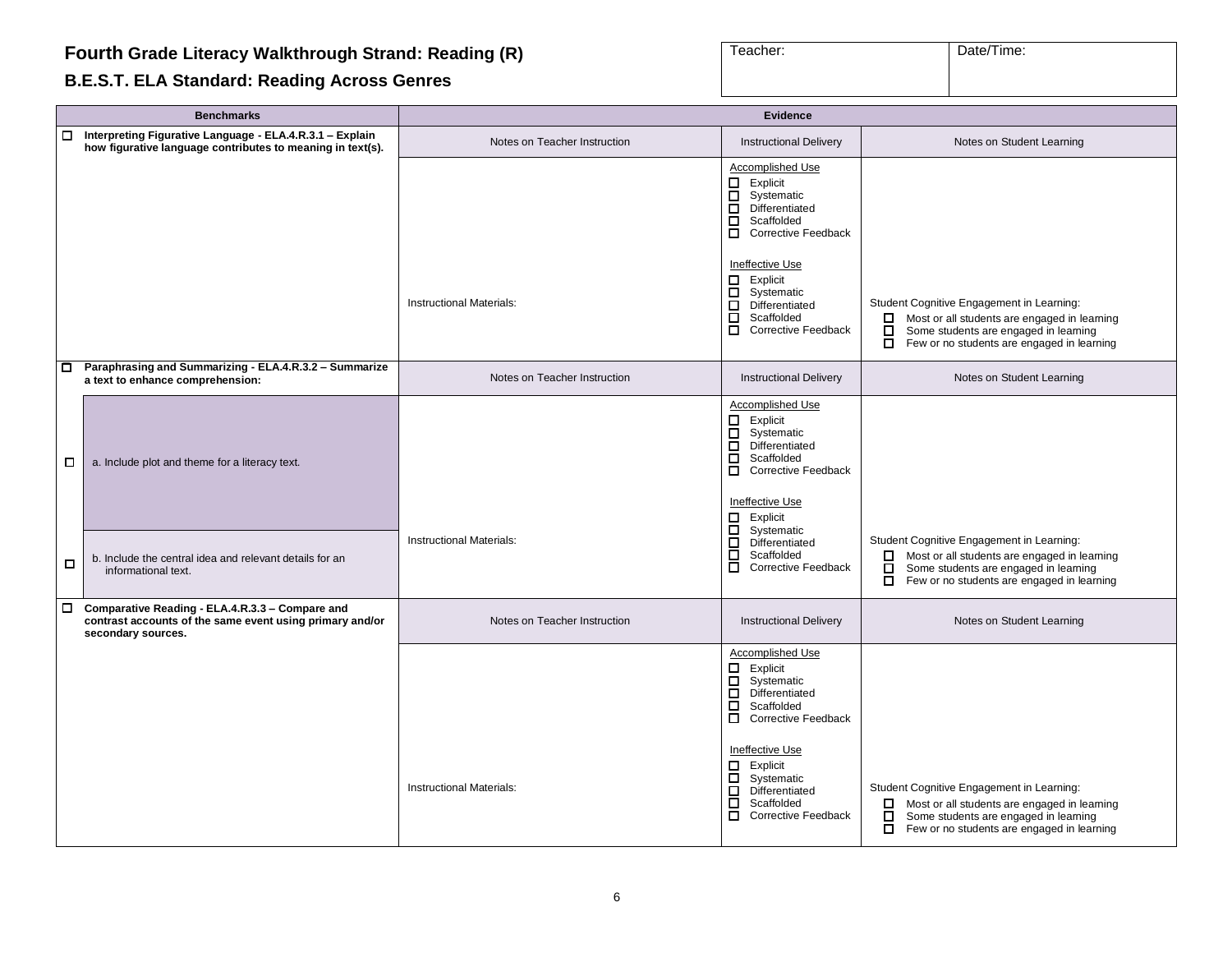# **Fourth** Grade Literacy Walkthrough Strand: Reading (R)

## B.E.S.T. ELA Standard: Reading Across Genres

| Teacher: | Date/Time: |
|---|---|
| | |

| Benchmarks | Evidence | | |
|---|---|---|---|
| ☐ **Interpreting Figurative Language - ELA.4.R.3.1 – Explain how figurative language contributes to meaning in text(s).** | Notes on Teacher Instruction | Instructional Delivery | Notes on Student Learning |
| | Instructional Materials: | Accomplished Use<br>☐ Explicit<br>☐ Systematic<br>☐ Differentiated<br>☐ Scaffolded<br>☐ Corrective Feedback<br><br>Ineffective Use<br>☐ Explicit<br>☐ Systematic<br>☐ Differentiated<br>☐ Scaffolded<br>☐ Corrective Feedback | Student Cognitive Engagement in Learning:<br>☐ Most or all students are engaged in learning<br>☐ Some students are engaged in learning<br>☐ Few or no students are engaged in learning |
| ☐ **Paraphrasing and Summarizing - ELA.4.R.3.2 – Summarize a text to enhance comprehension:** | Notes on Teacher Instruction | Instructional Delivery | Notes on Student Learning |
| ☐ a. Include plot and theme for a literacy text.<br><br>☐ b. Include the central idea and relevant details for an informational text. | Instructional Materials: | Accomplished Use<br>☐ Explicit<br>☐ Systematic<br>☐ Differentiated<br>☐ Scaffolded<br>☐ Corrective Feedback<br><br>Ineffective Use<br>☐ Explicit<br>☐ Systematic<br>☐ Differentiated<br>☐ Scaffolded<br>☐ Corrective Feedback | Student Cognitive Engagement in Learning:<br>☐ Most or all students are engaged in learning<br>☐ Some students are engaged in learning<br>☐ Few or no students are engaged in learning |
| ☐ **Comparative Reading - ELA.4.R.3.3 – Compare and contrast accounts of the same event using primary and/or secondary sources.** | Notes on Teacher Instruction | Instructional Delivery | Notes on Student Learning |
| | Instructional Materials: | Accomplished Use<br>☐ Explicit<br>☐ Systematic<br>☐ Differentiated<br>☐ Scaffolded<br>☐ Corrective Feedback<br><br>Ineffective Use<br>☐ Explicit<br>☐ Systematic<br>☐ Differentiated<br>☐ Scaffolded<br>☐ Corrective Feedback | Student Cognitive Engagement in Learning:<br>☐ Most or all students are engaged in learning<br>☐ Some students are engaged in learning<br>☐ Few or no students are engaged in learning |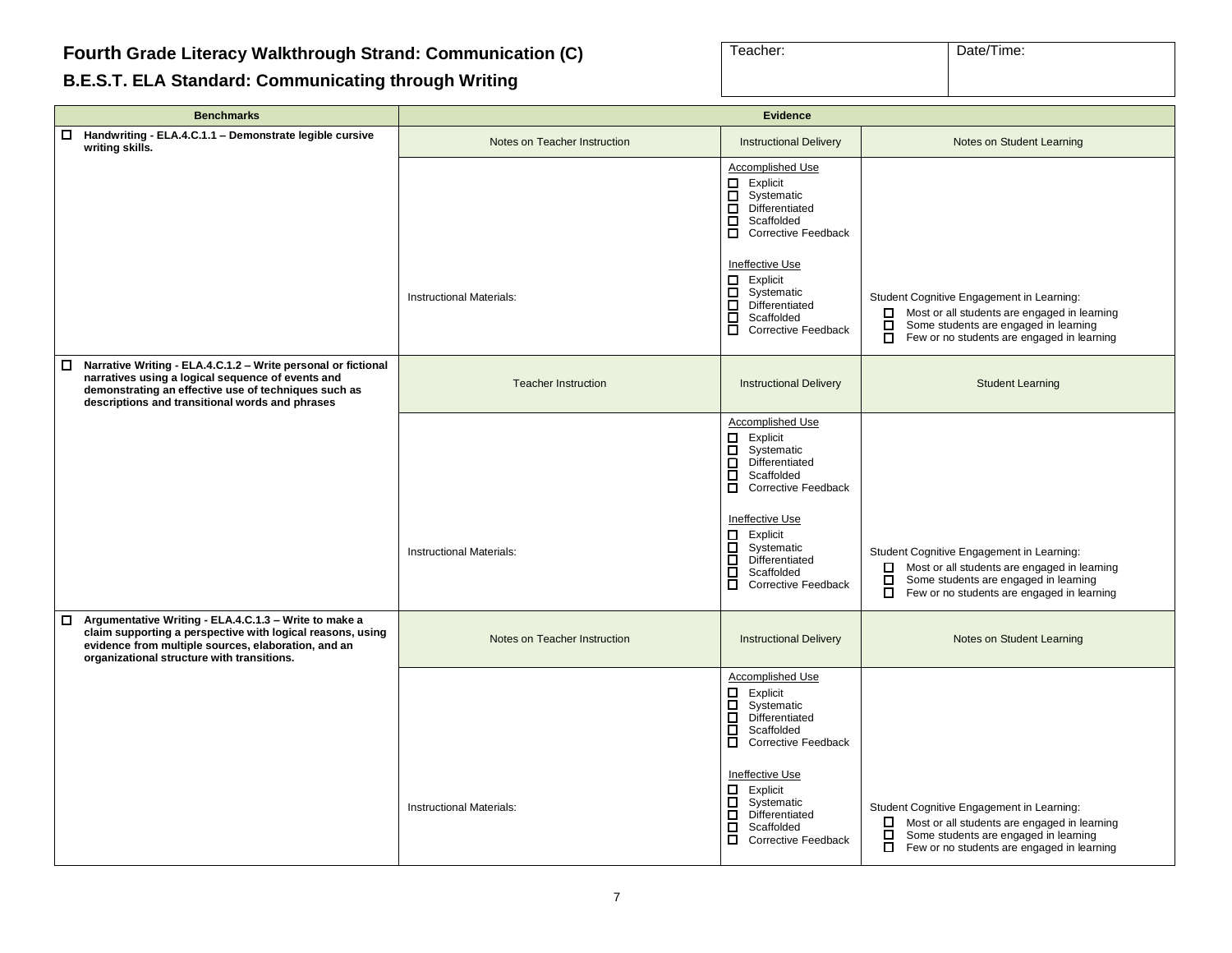# **Fourth** Grade Literacy Walkthrough Strand: Communication (C)

## B.E.S.T. ELA Standard: Communicating through Writing

| Teacher: | Date/Time: |
|---|---|
| | |

| Benchmarks | Evidence | | |
|---|---|---|---|
| ☐ **Handwriting - ELA.4.C.1.1 – Demonstrate legible cursive writing skills.** | Notes on Teacher Instruction | Instructional Delivery | Notes on Student Learning |
| | Instructional Materials: | Accomplished Use<br>☐ Explicit<br>☐ Systematic<br>☐ Differentiated<br>☐ Scaffolded<br>☐ Corrective Feedback<br><br>Ineffective Use<br>☐ Explicit<br>☐ Systematic<br>☐ Differentiated<br>☐ Scaffolded<br>☐ Corrective Feedback | Student Cognitive Engagement in Learning:<br>☐ Most or all students are engaged in learning<br>☐ Some students are engaged in learning<br>☐ Few or no students are engaged in learning |
| ☐ **Narrative Writing - ELA.4.C.1.2 – Write personal or fictional narratives using a logical sequence of events and demonstrating an effective use of techniques such as descriptions and transitional words and phrases** | Teacher Instruction | Instructional Delivery | Student Learning |
| | Instructional Materials: | Accomplished Use<br>☐ Explicit<br>☐ Systematic<br>☐ Differentiated<br>☐ Scaffolded<br>☐ Corrective Feedback<br><br>Ineffective Use<br>☐ Explicit<br>☐ Systematic<br>☐ Differentiated<br>☐ Scaffolded<br>☐ Corrective Feedback | Student Cognitive Engagement in Learning:<br>☐ Most or all students are engaged in learning<br>☐ Some students are engaged in learning<br>☐ Few or no students are engaged in learning |
| ☐ **Argumentative Writing - ELA.4.C.1.3 – Write to make a claim supporting a perspective with logical reasons, using evidence from multiple sources, elaboration, and an organizational structure with transitions.** | Notes on Teacher Instruction | Instructional Delivery | Notes on Student Learning |
| | Instructional Materials: | Accomplished Use<br>☐ Explicit<br>☐ Systematic<br>☐ Differentiated<br>☐ Scaffolded<br>☐ Corrective Feedback<br><br>Ineffective Use<br>☐ Explicit<br>☐ Systematic<br>☐ Differentiated<br>☐ Scaffolded<br>☐ Corrective Feedback | Student Cognitive Engagement in Learning:<br>☐ Most or all students are engaged in learning<br>☐ Some students are engaged in learning<br>☐ Few or no students are engaged in learning |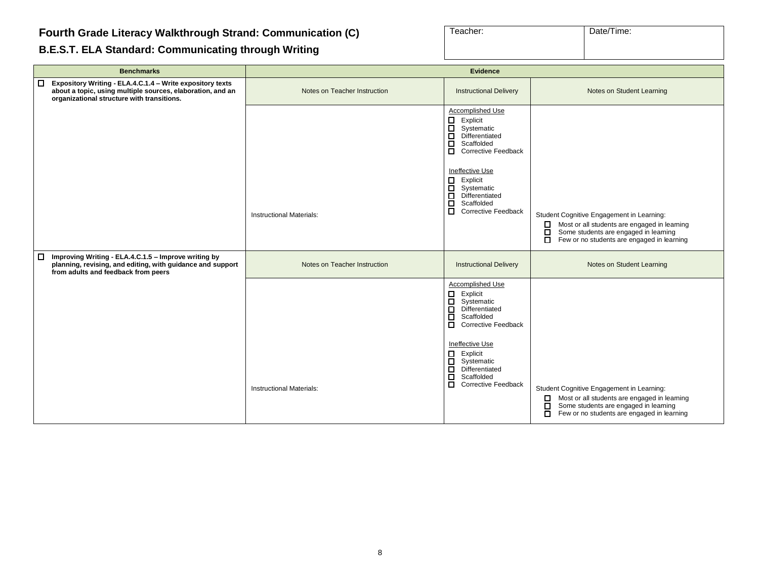# Fourth Grade Literacy Walkthrough Strand: Communication (C)

## B.E.S.T. ELA Standard: Communicating through Writing

| Teacher: | Date/Time: |
|---|---|
| | |

| Benchmarks | Evidence | | |
|---|---|---|---|
| ☐ **Expository Writing - ELA.4.C.1.4 – Write expository texts about a topic, using multiple sources, elaboration, and an organizational structure with transitions.** | Notes on Teacher Instruction | Instructional Delivery | Notes on Student Learning |
| | Instructional Materials: | Accomplished Use<br>☐ Explicit<br>☐ Systematic<br>☐ Differentiated<br>☐ Scaffolded<br>☐ Corrective Feedback<br><br>Ineffective Use<br>☐ Explicit<br>☐ Systematic<br>☐ Differentiated<br>☐ Scaffolded<br>☐ Corrective Feedback | Student Cognitive Engagement in Learning:<br>☐ Most or all students are engaged in learning<br>☐ Some students are engaged in learning<br>☐ Few or no students are engaged in learning |
| ☐ **Improving Writing - ELA.4.C.1.5 – Improve writing by planning, revising, and editing, with guidance and support from adults and feedback from peers** | Notes on Teacher Instruction | Instructional Delivery | Notes on Student Learning |
| | Instructional Materials: | Accomplished Use<br>☐ Explicit<br>☐ Systematic<br>☐ Differentiated<br>☐ Scaffolded<br>☐ Corrective Feedback<br><br>Ineffective Use<br>☐ Explicit<br>☐ Systematic<br>☐ Differentiated<br>☐ Scaffolded<br>☐ Corrective Feedback | Student Cognitive Engagement in Learning:<br>☐ Most or all students are engaged in learning<br>☐ Some students are engaged in learning<br>☐ Few or no students are engaged in learning |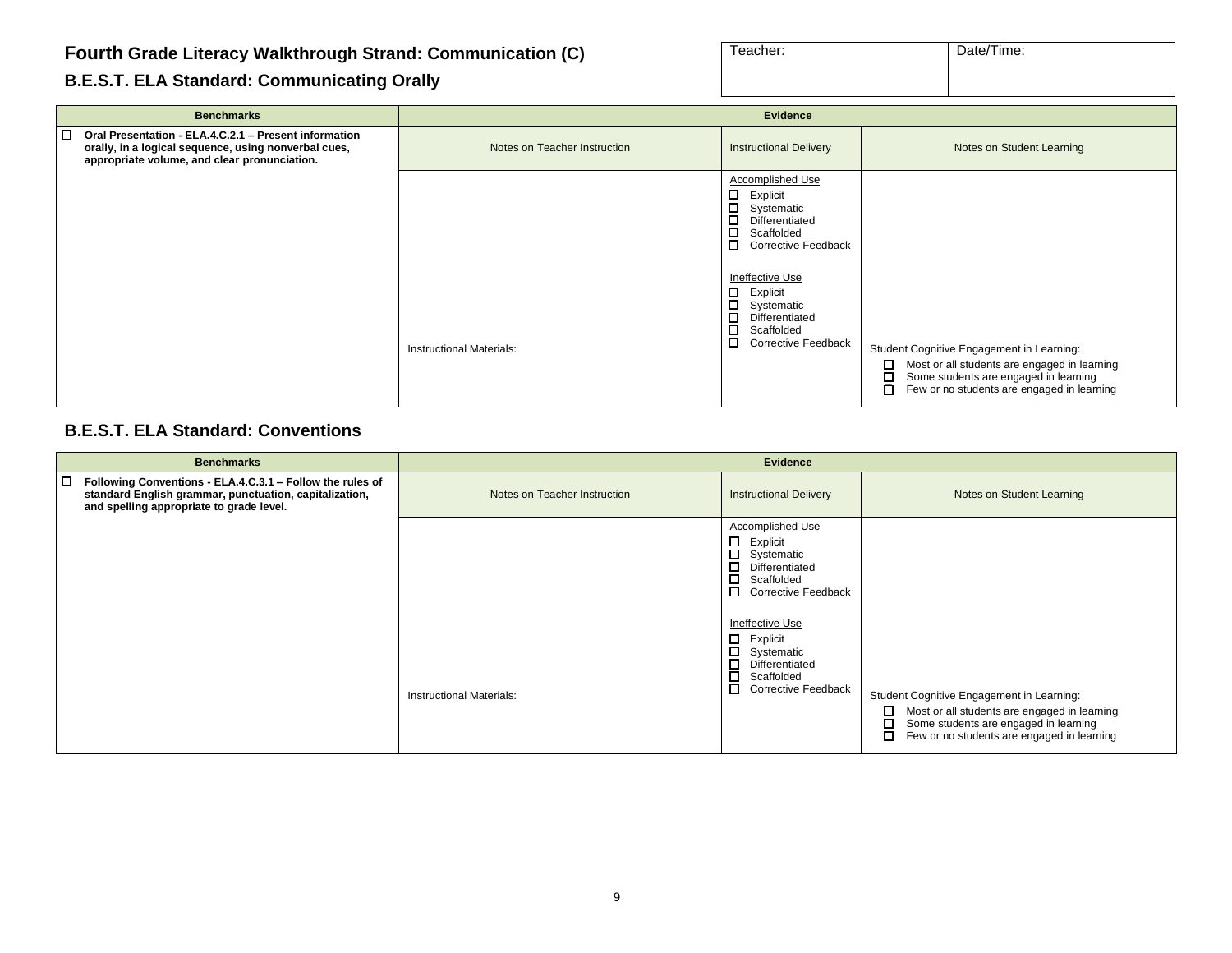# Fourth Grade Literacy Walkthrough Strand: Communication (C)

## B.E.S.T. ELA Standard: Communicating Orally

| Teacher: | Date/Time: |
|---|---|
| | |

| Benchmarks | Evidence | | |
|---|---|---|---|
| ☐ **Oral Presentation - ELA.4.C.2.1 – Present information orally, in a logical sequence, using nonverbal cues, appropriate volume, and clear pronunciation.** | Notes on Teacher Instruction | Instructional Delivery | Notes on Student Learning |
| | Instructional Materials: | Accomplished Use<br>☐ Explicit<br>☐ Systematic<br>☐ Differentiated<br>☐ Scaffolded<br>☐ Corrective Feedback<br><br>Ineffective Use<br>☐ Explicit<br>☐ Systematic<br>☐ Differentiated<br>☐ Scaffolded<br>☐ Corrective Feedback | Student Cognitive Engagement in Learning:<br>☐ Most or all students are engaged in learning<br>☐ Some students are engaged in learning<br>☐ Few or no students are engaged in learning |

## B.E.S.T. ELA Standard: Conventions

| Benchmarks | Evidence | | |
|---|---|---|---|
| ☐ **Following Conventions - ELA.4.C.3.1 – Follow the rules of standard English grammar, punctuation, capitalization, and spelling appropriate to grade level.** | Notes on Teacher Instruction | Instructional Delivery | Notes on Student Learning |
| | Instructional Materials: | Accomplished Use<br>☐ Explicit<br>☐ Systematic<br>☐ Differentiated<br>☐ Scaffolded<br>☐ Corrective Feedback<br><br>Ineffective Use<br>☐ Explicit<br>☐ Systematic<br>☐ Differentiated<br>☐ Scaffolded<br>☐ Corrective Feedback | Student Cognitive Engagement in Learning:<br>☐ Most or all students are engaged in learning<br>☐ Some students are engaged in learning<br>☐ Few or no students are engaged in learning |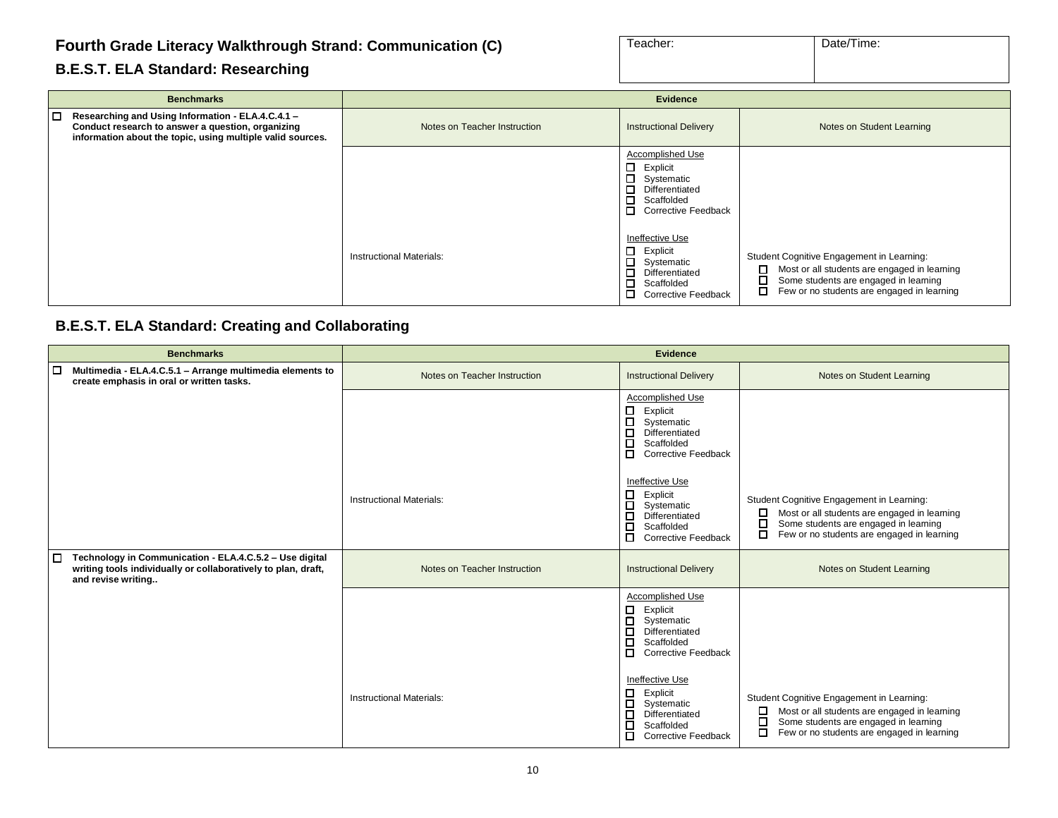# Fourth Grade Literacy Walkthrough Strand: Communication (C)

| Teacher: | Date/Time: |
|---|---|
| | |

## B.E.S.T. ELA Standard: Researching

| Benchmarks | Evidence | | |
|---|---|---|---|
| ☐ **Researching and Using Information - ELA.4.C.4.1 – Conduct research to answer a question, organizing information about the topic, using multiple valid sources.** | Notes on Teacher Instruction | Instructional Delivery | Notes on Student Learning |
| | Instructional Materials: | Accomplished Use<br>☐ Explicit<br>☐ Systematic<br>☐ Differentiated<br>☐ Scaffolded<br>☐ Corrective Feedback<br><br>Ineffective Use<br>☐ Explicit<br>☐ Systematic<br>☐ Differentiated<br>☐ Scaffolded<br>☐ Corrective Feedback | Student Cognitive Engagement in Learning:<br>☐ Most or all students are engaged in learning<br>☐ Some students are engaged in learning<br>☐ Few or no students are engaged in learning |

## B.E.S.T. ELA Standard: Creating and Collaborating

| Benchmarks | Evidence | | |
|---|---|---|---|
| ☐ **Multimedia - ELA.4.C.5.1 – Arrange multimedia elements to create emphasis in oral or written tasks.** | Notes on Teacher Instruction | Instructional Delivery | Notes on Student Learning |
| | Instructional Materials: | Accomplished Use<br>☐ Explicit<br>☐ Systematic<br>☐ Differentiated<br>☐ Scaffolded<br>☐ Corrective Feedback<br><br>Ineffective Use<br>☐ Explicit<br>☐ Systematic<br>☐ Differentiated<br>☐ Scaffolded<br>☐ Corrective Feedback | Student Cognitive Engagement in Learning:<br>☐ Most or all students are engaged in learning<br>☐ Some students are engaged in learning<br>☐ Few or no students are engaged in learning |
| ☐ **Technology in Communication - ELA.4.C.5.2 – Use digital writing tools individually or collaboratively to plan, draft, and revise writing..** | Notes on Teacher Instruction | Instructional Delivery | Notes on Student Learning |
| | Instructional Materials: | Accomplished Use<br>☐ Explicit<br>☐ Systematic<br>☐ Differentiated<br>☐ Scaffolded<br>☐ Corrective Feedback<br><br>Ineffective Use<br>☐ Explicit<br>☐ Systematic<br>☐ Differentiated<br>☐ Scaffolded<br>☐ Corrective Feedback | Student Cognitive Engagement in Learning:<br>☐ Most or all students are engaged in learning<br>☐ Some students are engaged in learning<br>☐ Few or no students are engaged in learning |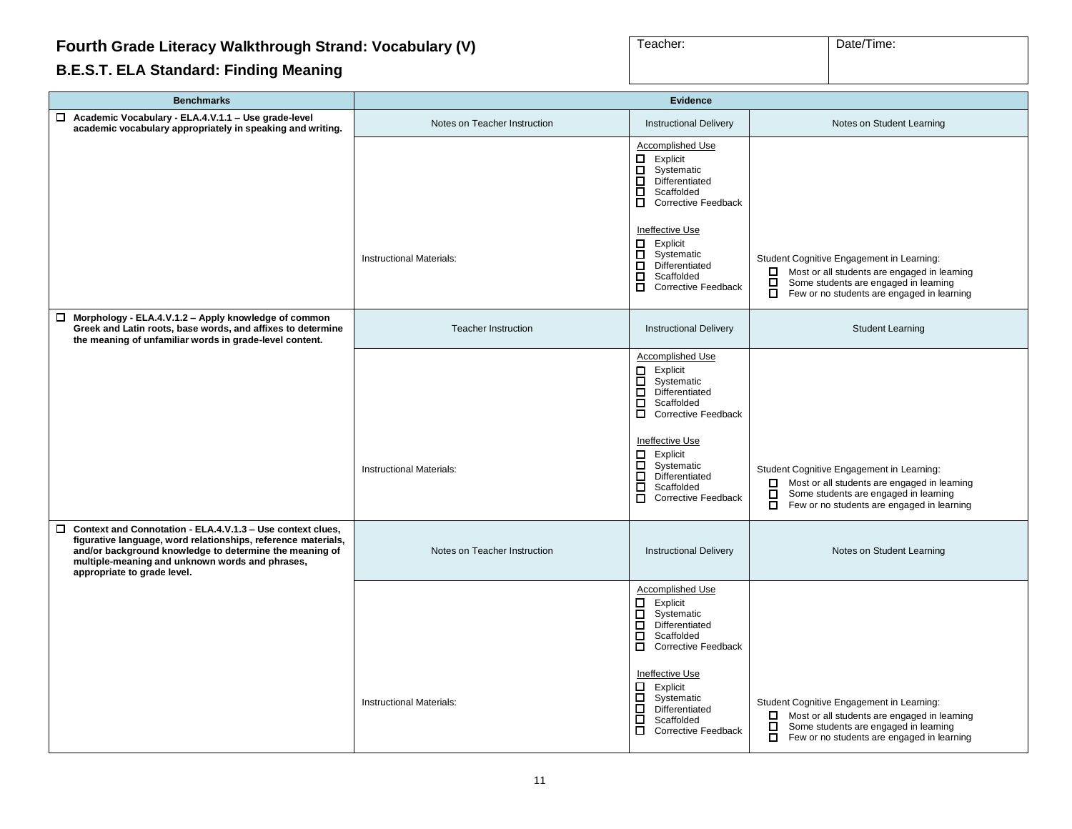## Fourth Grade Literacy Walkthrough Strand: Vocabulary (V)

### B.E.S.T. ELA Standard: Finding Meaning

| Teacher: | Date/Time: |
| --- | --- |
| | |

| Benchmarks | Evidence | | |
| --- | --- | --- | --- |
| ☐ **Academic Vocabulary - ELA.4.V.1.1 – Use grade-level academic vocabulary appropriately in speaking and writing.** | Notes on Teacher Instruction | Instructional Delivery | Notes on Student Learning |
| | Instructional Materials: | Accomplished Use<br>☐ Explicit<br>☐ Systematic<br>☐ Differentiated<br>☐ Scaffolded<br>☐ Corrective Feedback<br><br>Ineffective Use<br>☐ Explicit<br>☐ Systematic<br>☐ Differentiated<br>☐ Scaffolded<br>☐ Corrective Feedback | Student Cognitive Engagement in Learning:<br>☐ Most or all students are engaged in learning<br>☐ Some students are engaged in learning<br>☐ Few or no students are engaged in learning |
| ☐ **Morphology - ELA.4.V.1.2 – Apply knowledge of common Greek and Latin roots, base words, and affixes to determine the meaning of unfamiliar words in grade-level content.** | Teacher Instruction | Instructional Delivery | Student Learning |
| | Instructional Materials: | Accomplished Use<br>☐ Explicit<br>☐ Systematic<br>☐ Differentiated<br>☐ Scaffolded<br>☐ Corrective Feedback<br><br>Ineffective Use<br>☐ Explicit<br>☐ Systematic<br>☐ Differentiated<br>☐ Scaffolded<br>☐ Corrective Feedback | Student Cognitive Engagement in Learning:<br>☐ Most or all students are engaged in learning<br>☐ Some students are engaged in learning<br>☐ Few or no students are engaged in learning |
| ☐ **Context and Connotation - ELA.4.V.1.3 – Use context clues, figurative language, word relationships, reference materials, and/or background knowledge to determine the meaning of multiple-meaning and unknown words and phrases, appropriate to grade level.** | Notes on Teacher Instruction | Instructional Delivery | Notes on Student Learning |
| | Instructional Materials: | Accomplished Use<br>☐ Explicit<br>☐ Systematic<br>☐ Differentiated<br>☐ Scaffolded<br>☐ Corrective Feedback<br><br>Ineffective Use<br>☐ Explicit<br>☐ Systematic<br>☐ Differentiated<br>☐ Scaffolded<br>☐ Corrective Feedback | Student Cognitive Engagement in Learning:<br>☐ Most or all students are engaged in learning<br>☐ Some students are engaged in learning<br>☐ Few or no students are engaged in learning |